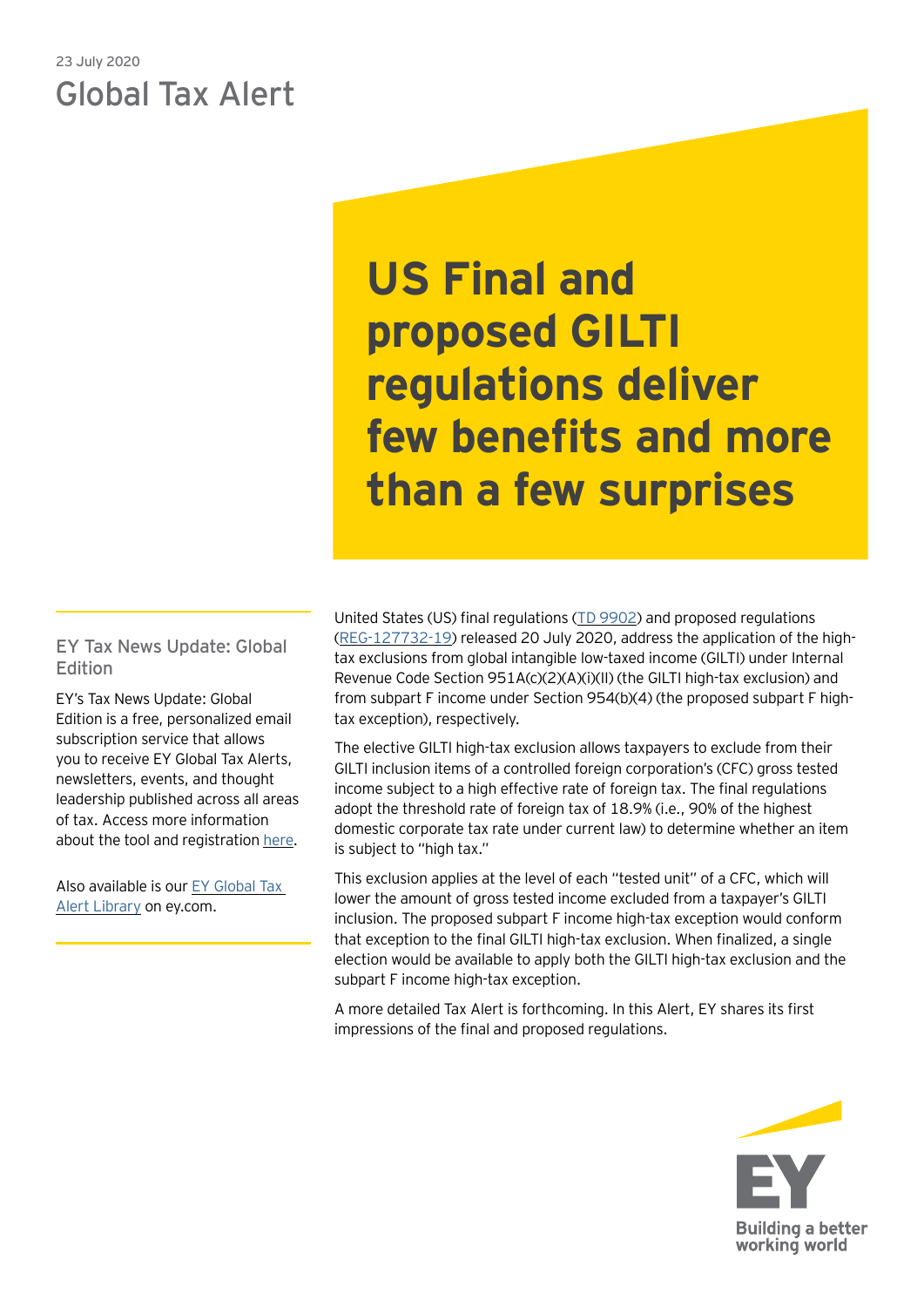23 July 2020

# Global Tax Alert

# US Final and proposed GILTI regulations deliver few benefits and more than a few surprises

United States (US) final regulations (TD 9902) and proposed regulations (REG-127732-19) released 20 July 2020, address the application of the high-tax exclusions from global intangible low-taxed income (GILTI) under Internal Revenue Code Section 951A(c)(2)(A)(i)(II) (the GILTI high-tax exclusion) and from subpart F income under Section 954(b)(4) (the proposed subpart F high-tax exception), respectively.

The elective GILTI high-tax exclusion allows taxpayers to exclude from their GILTI inclusion items of a controlled foreign corporation's (CFC) gross tested income subject to a high effective rate of foreign tax. The final regulations adopt the threshold rate of foreign tax of 18.9% (i.e., 90% of the highest domestic corporate tax rate under current law) to determine whether an item is subject to "high tax."

This exclusion applies at the level of each "tested unit" of a CFC, which will lower the amount of gross tested income excluded from a taxpayer's GILTI inclusion. The proposed subpart F income high-tax exception would conform that exception to the final GILTI high-tax exclusion. When finalized, a single election would be available to apply both the GILTI high-tax exclusion and the subpart F income high-tax exception.

A more detailed Tax Alert is forthcoming. In this Alert, EY shares its first impressions of the final and proposed regulations.

### EY Tax News Update: Global Edition

EY's Tax News Update: Global Edition is a free, personalized email subscription service that allows you to receive EY Global Tax Alerts, newsletters, events, and thought leadership published across all areas of tax. Access more information about the tool and registration here.

Also available is our EY Global Tax Alert Library on ey.com.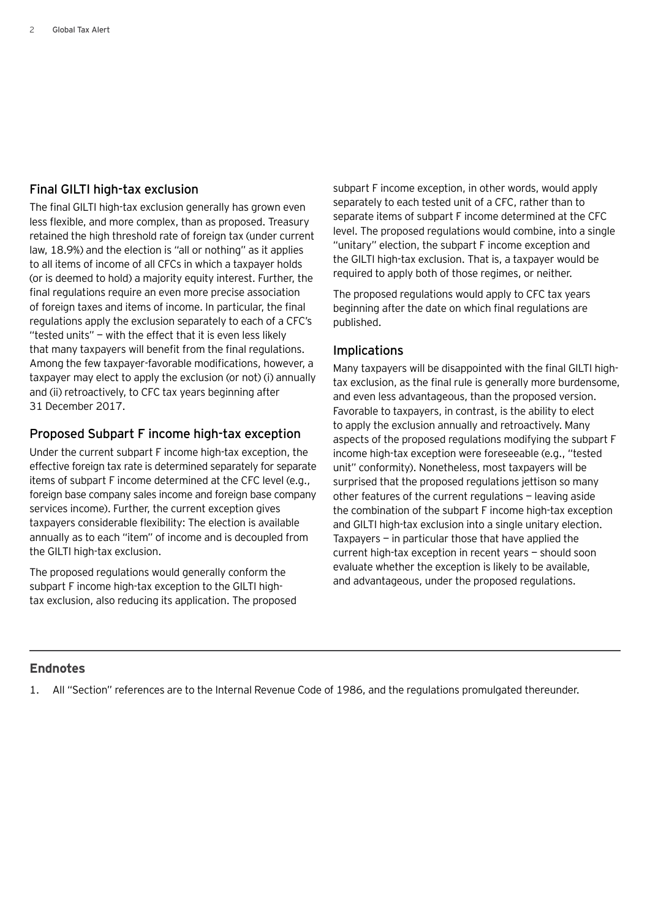## Final GILTI high-tax exclusion

The final GILTI high-tax exclusion generally has grown even less flexible, and more complex, than as proposed. Treasury retained the high threshold rate of foreign tax (under current law, 18.9%) and the election is "all or nothing" as it applies to all items of income of all CFCs in which a taxpayer holds (or is deemed to hold) a majority equity interest. Further, the final regulations require an even more precise association of foreign taxes and items of income. In particular, the final regulations apply the exclusion separately to each of a CFC's "tested units" — with the effect that it is even less likely that many taxpayers will benefit from the final regulations. Among the few taxpayer-favorable modifications, however, a taxpayer may elect to apply the exclusion (or not) (i) annually and (ii) retroactively, to CFC tax years beginning after 31 December 2017.

## Proposed Subpart F income high-tax exception

Under the current subpart F income high-tax exception, the effective foreign tax rate is determined separately for separate items of subpart F income determined at the CFC level (e.g., foreign base company sales income and foreign base company services income). Further, the current exception gives taxpayers considerable flexibility: The election is available annually as to each "item" of income and is decoupled from the GILTI high-tax exclusion.

The proposed regulations would generally conform the subpart F income high-tax exception to the GILTI high-tax exclusion, also reducing its application. The proposed subpart F income exception, in other words, would apply separately to each tested unit of a CFC, rather than to separate items of subpart F income determined at the CFC level. The proposed regulations would combine, into a single "unitary" election, the subpart F income exception and the GILTI high-tax exclusion. That is, a taxpayer would be required to apply both of those regimes, or neither.

The proposed regulations would apply to CFC tax years beginning after the date on which final regulations are published.

## Implications

Many taxpayers will be disappointed with the final GILTI high-tax exclusion, as the final rule is generally more burdensome, and even less advantageous, than the proposed version. Favorable to taxpayers, in contrast, is the ability to elect to apply the exclusion annually and retroactively. Many aspects of the proposed regulations modifying the subpart F income high-tax exception were foreseeable (e.g., "tested unit" conformity). Nonetheless, most taxpayers will be surprised that the proposed regulations jettison so many other features of the current regulations — leaving aside the combination of the subpart F income high-tax exception and GILTI high-tax exclusion into a single unitary election. Taxpayers — in particular those that have applied the current high-tax exception in recent years — should soon evaluate whether the exception is likely to be available, and advantageous, under the proposed regulations.

---

## Endnotes

1. All "Section" references are to the Internal Revenue Code of 1986, and the regulations promulgated thereunder.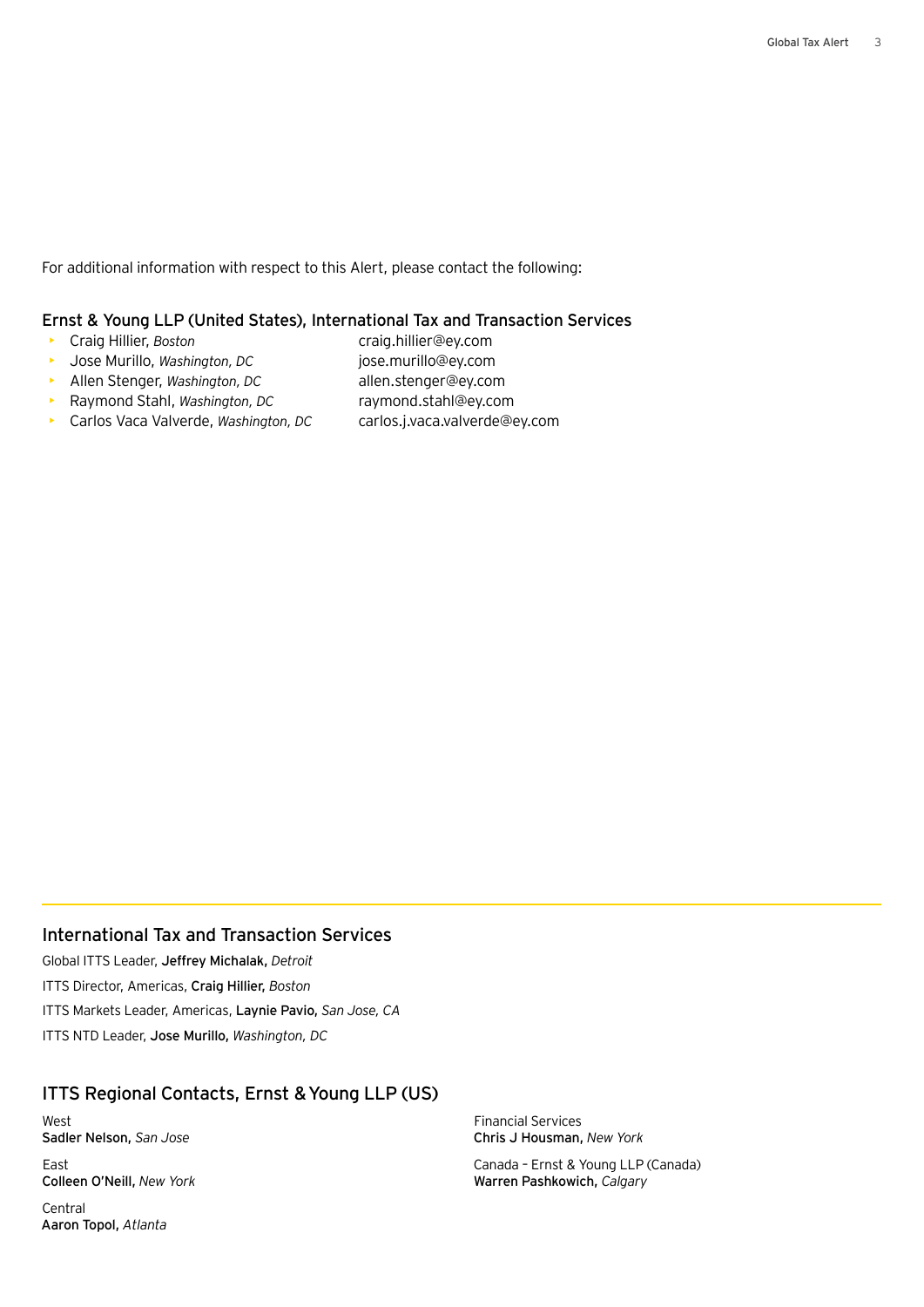For additional information with respect to this Alert, please contact the following:

## Ernst & Young LLP (United States), International Tax and Transaction Services

- Craig Hillier, *Boston* craig.hillier@ey.com
- Jose Murillo, *Washington, DC* jose.murillo@ey.com
- Allen Stenger, *Washington, DC* allen.stenger@ey.com
- Raymond Stahl, *Washington, DC* raymond.stahl@ey.com
- Carlos Vaca Valverde, *Washington, DC* carlos.j.vaca.valverde@ey.com

## International Tax and Transaction Services

Global ITTS Leader, **Jeffrey Michalak,** *Detroit*

ITTS Director, Americas, **Craig Hillier,** *Boston*

ITTS Markets Leader, Americas, **Laynie Pavio,** *San Jose, CA*

ITTS NTD Leader, **Jose Murillo,** *Washington, DC*

## ITTS Regional Contacts, Ernst & Young LLP (US)

West
**Sadler Nelson,** *San Jose*

East
**Colleen O'Neill,** *New York*

Central
**Aaron Topol,** *Atlanta*

Financial Services
**Chris J Housman,** *New York*

Canada – Ernst & Young LLP (Canada)
**Warren Pashkowich,** *Calgary*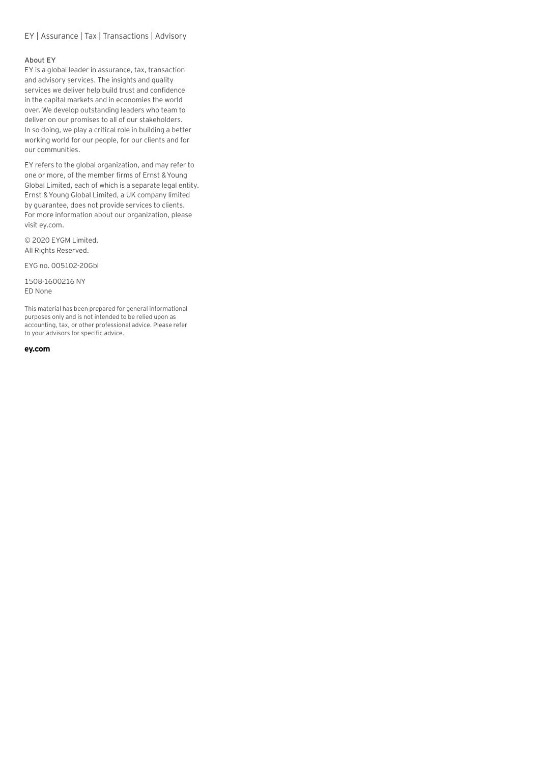EY | Assurance | Tax | Transactions | Advisory

## About EY

EY is a global leader in assurance, tax, transaction and advisory services. The insights and quality services we deliver help build trust and confidence in the capital markets and in economies the world over. We develop outstanding leaders who team to deliver on our promises to all of our stakeholders. In so doing, we play a critical role in building a better working world for our people, for our clients and for our communities.

EY refers to the global organization, and may refer to one or more, of the member firms of Ernst & Young Global Limited, each of which is a separate legal entity. Ernst & Young Global Limited, a UK company limited by guarantee, does not provide services to clients. For more information about our organization, please visit ey.com.

© 2020 EYGM Limited.
All Rights Reserved.

EYG no. 005102-20Gbl

1508-1600216 NY
ED None

This material has been prepared for general informational purposes only and is not intended to be relied upon as accounting, tax, or other professional advice. Please refer to your advisors for specific advice.

**ey.com**